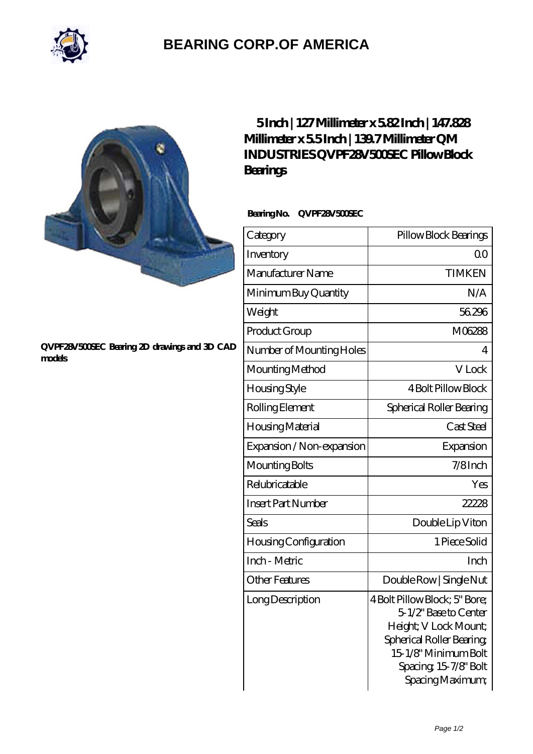# BEARING CORP.OF AMERICA

QVPF28V500SEC Bearing 2D drawings and 3D CAD models

## 5 Inch | 127 Millimeter x 5.82 Inch | 147.828 Millimeter x 5.5 Inch | 139.7 Millimeter QM INDUSTRIES QVPF28V500SEC Pillow Block Bearings

**Bearing No. QVPF28V500SEC**

| | |
|---|---|
| Category | Pillow Block Bearings |
| Inventory | 0.0 |
| Manufacturer Name | TIMKEN |
| Minimum Buy Quantity | N/A |
| Weight | 56.296 |
| Product Group | M06288 |
| Number of Mounting Holes | 4 |
| Mounting Method | V Lock |
| Housing Style | 4 Bolt Pillow Block |
| Rolling Element | Spherical Roller Bearing |
| Housing Material | Cast Steel |
| Expansion / Non-expansion | Expansion |
| Mounting Bolts | 7/8 Inch |
| Relubricatable | Yes |
| Insert Part Number | 22228 |
| Seals | Double Lip Viton |
| Housing Configuration | 1 Piece Solid |
| Inch - Metric | Inch |
| Other Features | Double Row \| Single Nut |
| Long Description | 4 Bolt Pillow Block; 5" Bore; 5-1/2" Base to Center Height; V Lock Mount; Spherical Roller Bearing; 15-1/8" Minimum Bolt Spacing; 15-7/8" Bolt Spacing Maximum; |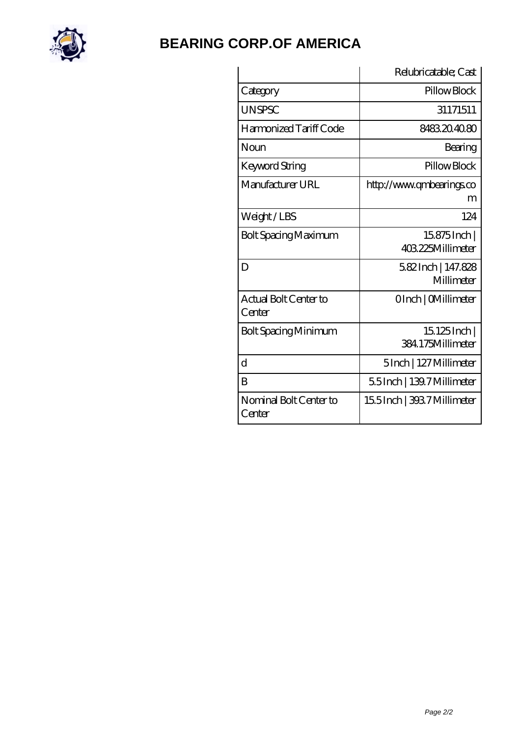| | |
|---|---|
| | Relubricatable; Cast |
| Category | Pillow Block |
| UNSPSC | 31171511 |
| Harmonized Tariff Code | 8483.20.40.80 |
| Noun | Bearing |
| Keyword String | Pillow Block |
| Manufacturer URL | http://www.qmbearings.com |
| Weight / LBS | 124 |
| Bolt Spacing Maximum | 15.875 Inch \| 403.225Millimeter |
| D | 5.82 Inch \| 147.828 Millimeter |
| Actual Bolt Center to Center | 0 Inch \| 0Millimeter |
| Bolt Spacing Minimum | 15.125 Inch \| 384.175Millimeter |
| d | 5 Inch \| 127 Millimeter |
| B | 5.5 Inch \| 139.7 Millimeter |
| Nominal Bolt Center to Center | 15.5 Inch \| 393.7 Millimeter |